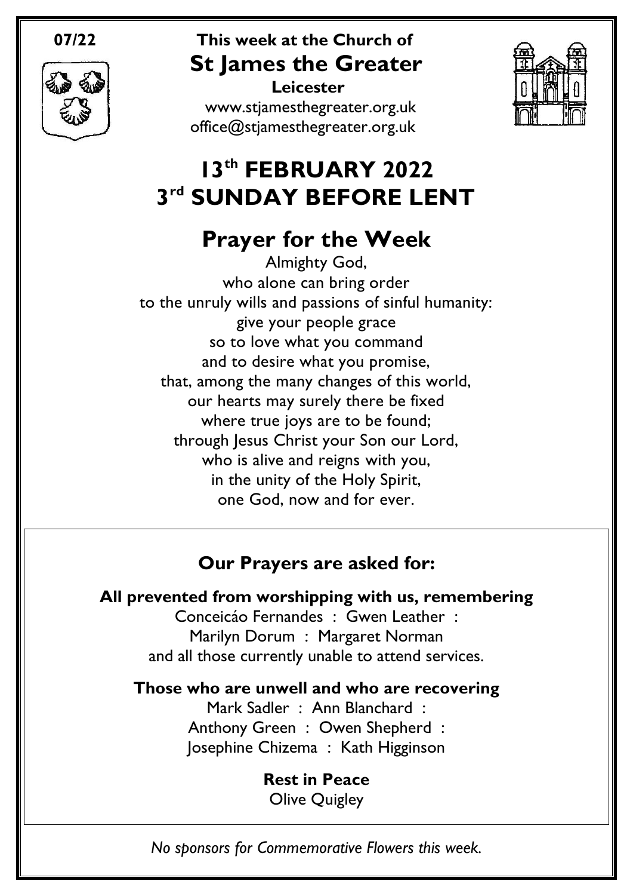07/22

# This week at the Church of St James the Greater

**Leicester**

www.stjamesthegreater.org.uk
office@stjamesthegreater.org.uk

# 13th FEBRUARY 2022
# 3rd SUNDAY BEFORE LENT

## Prayer for the Week

Almighty God,
who alone can bring order
to the unruly wills and passions of sinful humanity:
give your people grace
so to love what you command
and to desire what you promise,
that, among the many changes of this world,
our hearts may surely there be fixed
where true joys are to be found;
through Jesus Christ your Son our Lord,
who is alive and reigns with you,
in the unity of the Holy Spirit,
one God, now and for ever.

### Our Prayers are asked for:

**All prevented from worshipping with us, remembering**

Conceicáo Fernandes : Gwen Leather :
Marilyn Dorum : Margaret Norman
and all those currently unable to attend services.

**Those who are unwell and who are recovering**

Mark Sadler : Ann Blanchard :
Anthony Green : Owen Shepherd :
Josephine Chizema : Kath Higginson

**Rest in Peace**

Olive Quigley

*No sponsors for Commemorative Flowers this week.*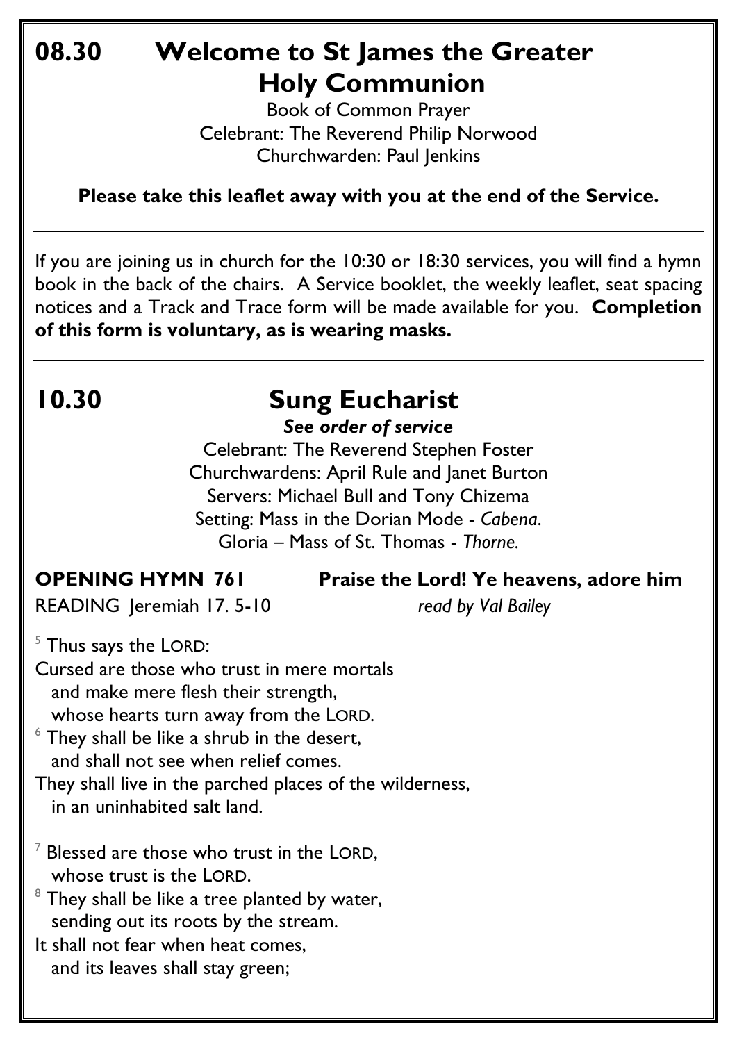# 08.30 Welcome to St James the Greater Holy Communion

Book of Common Prayer
Celebrant: The Reverend Philip Norwood
Churchwarden: Paul Jenkins

**Please take this leaflet away with you at the end of the Service.**

---

If you are joining us in church for the 10:30 or 18:30 services, you will find a hymn book in the back of the chairs. A Service booklet, the weekly leaflet, seat spacing notices and a Track and Trace form will be made available for you. **Completion of this form is voluntary, as is wearing masks.**

---

# 10.30 Sung Eucharist

***See order of service***

Celebrant: The Reverend Stephen Foster
Churchwardens: April Rule and Janet Burton
Servers: Michael Bull and Tony Chizema
Setting: Mass in the Dorian Mode - *Cabena*.
Gloria – Mass of St. Thomas - *Thorne*.

**OPENING HYMN 761 Praise the Lord! Ye heavens, adore him**

READING Jeremiah 17. 5-10 *read by Val Bailey*

[5] Thus says the LORD:
Cursed are those who trust in mere mortals
and make mere flesh their strength,
whose hearts turn away from the LORD.
[6] They shall be like a shrub in the desert,
and shall not see when relief comes.
They shall live in the parched places of the wilderness,
in an uninhabited salt land.

[7] Blessed are those who trust in the LORD,
whose trust is the LORD.
[8] They shall be like a tree planted by water,
sending out its roots by the stream.
It shall not fear when heat comes,
and its leaves shall stay green;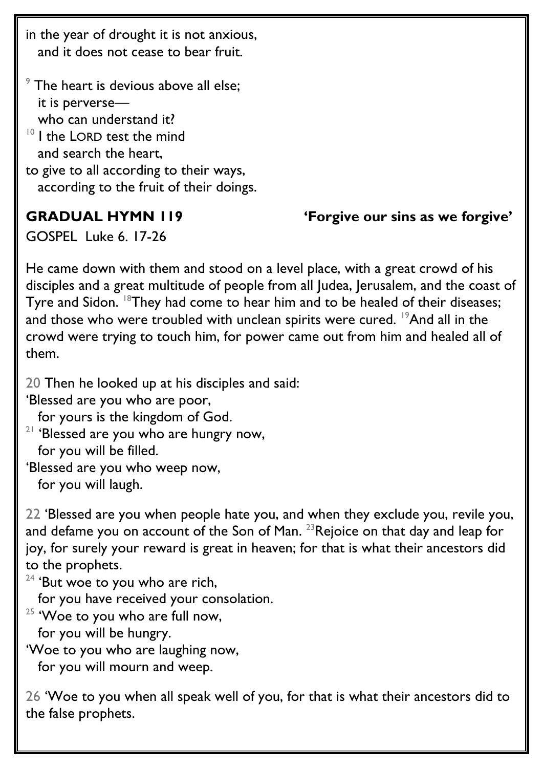in the year of drought it is not anxious,
  and it does not cease to bear fruit.

[9] The heart is devious above all else;
  it is perverse—
  who can understand it?
[10] I the LORD test the mind
  and search the heart,
to give to all according to their ways,
  according to the fruit of their doings.

**GRADUAL HYMN 119** **'Forgive our sins as we forgive'**

GOSPEL Luke 6. 17-26

He came down with them and stood on a level place, with a great crowd of his disciples and a great multitude of people from all Judea, Jerusalem, and the coast of Tyre and Sidon. [18]They had come to hear him and to be healed of their diseases; and those who were troubled with unclean spirits were cured. [19]And all in the crowd were trying to touch him, for power came out from him and healed all of them.

20 Then he looked up at his disciples and said:
'Blessed are you who are poor,
  for yours is the kingdom of God.
[21] 'Blessed are you who are hungry now,
  for you will be filled.
'Blessed are you who weep now,
  for you will laugh.

22 'Blessed are you when people hate you, and when they exclude you, revile you, and defame you on account of the Son of Man. [23]Rejoice on that day and leap for joy, for surely your reward is great in heaven; for that is what their ancestors did to the prophets.
[24] 'But woe to you who are rich,
  for you have received your consolation.
[25] 'Woe to you who are full now,
  for you will be hungry.
'Woe to you who are laughing now,
  for you will mourn and weep.

26 'Woe to you when all speak well of you, for that is what their ancestors did to the false prophets.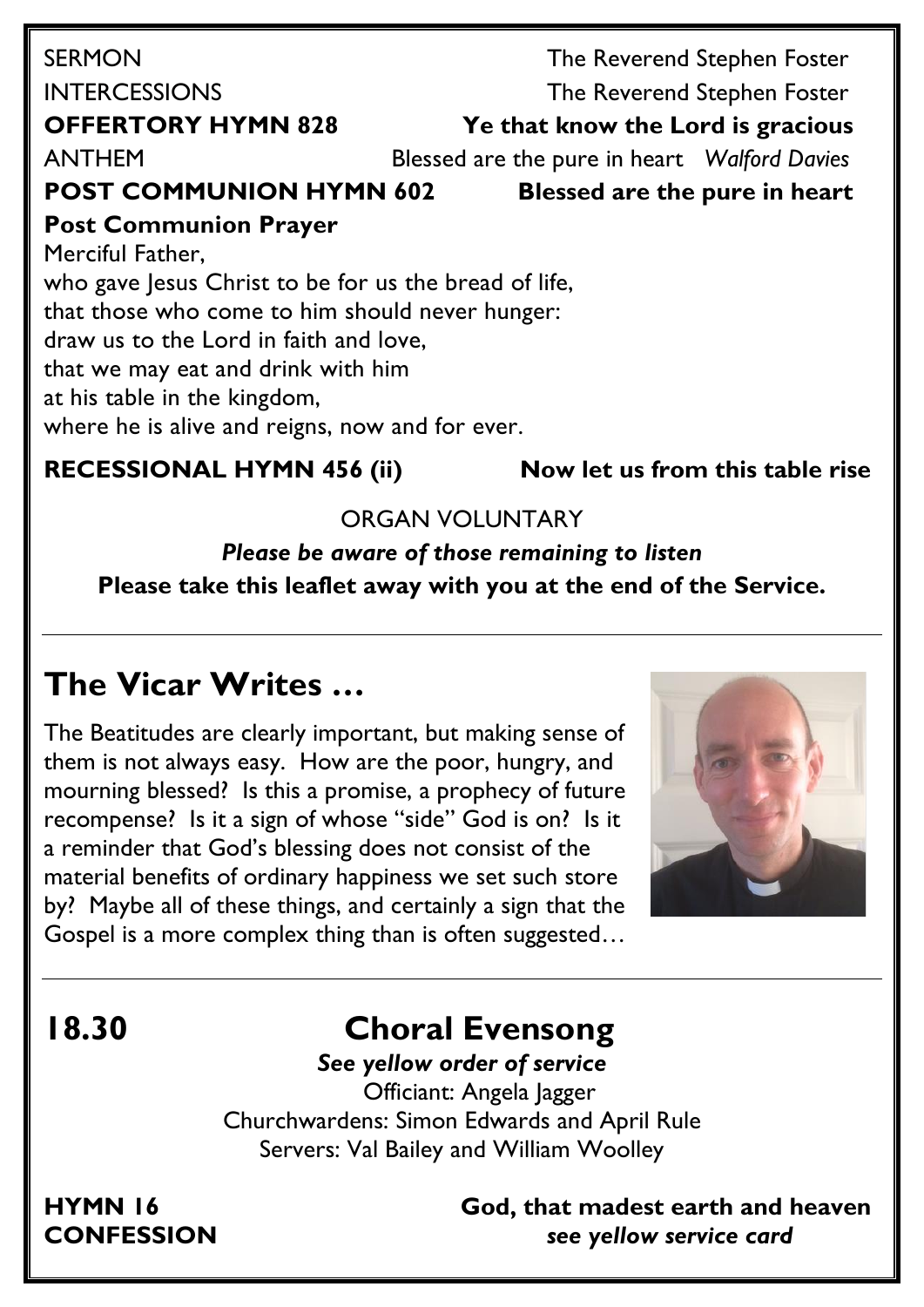SERMON The Reverend Stephen Foster

INTERCESSIONS The Reverend Stephen Foster

**OFFERTORY HYMN 828 Ye that know the Lord is gracious**

ANTHEM Blessed are the pure in heart *Walford Davies*

**POST COMMUNION HYMN 602 Blessed are the pure in heart**

**Post Communion Prayer**

Merciful Father,
who gave Jesus Christ to be for us the bread of life,
that those who come to him should never hunger:
draw us to the Lord in faith and love,
that we may eat and drink with him
at his table in the kingdom,
where he is alive and reigns, now and for ever.

**RECESSIONAL HYMN 456 (ii) Now let us from this table rise**

ORGAN VOLUNTARY

***Please be aware of those remaining to listen***

**Please take this leaflet away with you at the end of the Service.**

---

## The Vicar Writes …

The Beatitudes are clearly important, but making sense of them is not always easy. How are the poor, hungry, and mourning blessed? Is this a promise, a prophecy of future recompense? Is it a sign of whose "side" God is on? Is it a reminder that God's blessing does not consist of the material benefits of ordinary happiness we set such store by? Maybe all of these things, and certainly a sign that the Gospel is a more complex thing than is often suggested…

---

## 18.30 Choral Evensong

***See yellow order of service***

Officiant: Angela Jagger
Churchwardens: Simon Edwards and April Rule
Servers: Val Bailey and William Woolley

**HYMN 16 God, that madest earth and heaven**

**CONFESSION** ***see yellow service card***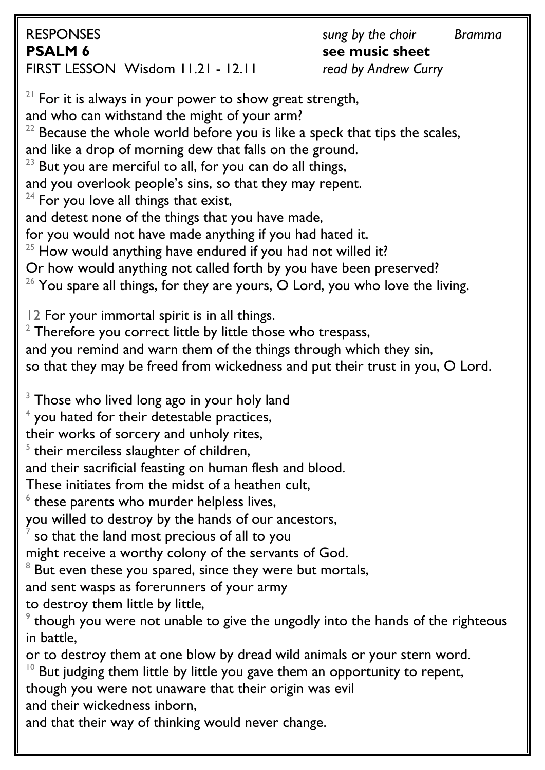RESPONSES *sung by the choir* *Bramma*

**PSALM 6** **see music sheet**

FIRST LESSON Wisdom 11.21 - 12.11 *read by Andrew Curry*

[21] For it is always in your power to show great strength,
and who can withstand the might of your arm?
[22] Because the whole world before you is like a speck that tips the scales,
and like a drop of morning dew that falls on the ground.
[23] But you are merciful to all, for you can do all things,
and you overlook people's sins, so that they may repent.
[24] For you love all things that exist,
and detest none of the things that you have made,
for you would not have made anything if you had hated it.
[25] How would anything have endured if you had not willed it?
Or how would anything not called forth by you have been preserved?
[26] You spare all things, for they are yours, O Lord, you who love the living.

12 For your immortal spirit is in all things.
[2] Therefore you correct little by little those who trespass,
and you remind and warn them of the things through which they sin,
so that they may be freed from wickedness and put their trust in you, O Lord.

[3] Those who lived long ago in your holy land
[4] you hated for their detestable practices,
their works of sorcery and unholy rites,
[5] their merciless slaughter of children,
and their sacrificial feasting on human flesh and blood.
These initiates from the midst of a heathen cult,
[6] these parents who murder helpless lives,
you willed to destroy by the hands of our ancestors,
[7] so that the land most precious of all to you
might receive a worthy colony of the servants of God.
[8] But even these you spared, since they were but mortals,
and sent wasps as forerunners of your army
to destroy them little by little,
[9] though you were not unable to give the ungodly into the hands of the righteous in battle,
or to destroy them at one blow by dread wild animals or your stern word.
[10] But judging them little by little you gave them an opportunity to repent,
though you were not unaware that their origin was evil
and their wickedness inborn,
and that their way of thinking would never change.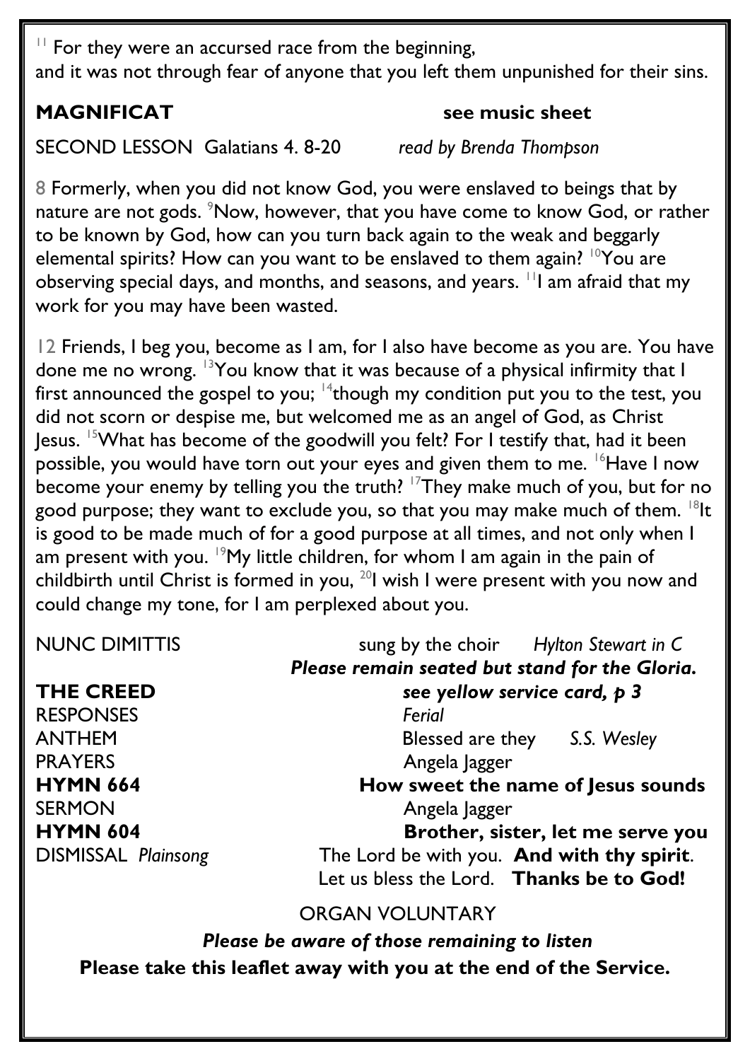[11] For they were an accursed race from the beginning,
and it was not through fear of anyone that you left them unpunished for their sins.

**MAGNIFICAT** **see music sheet**

SECOND LESSON Galatians 4. 8-20 *read by Brenda Thompson*

8 Formerly, when you did not know God, you were enslaved to beings that by nature are not gods. [9]Now, however, that you have come to know God, or rather to be known by God, how can you turn back again to the weak and beggarly elemental spirits? How can you want to be enslaved to them again? [10]You are observing special days, and months, and seasons, and years. [11]I am afraid that my work for you may have been wasted.

12 Friends, I beg you, become as I am, for I also have become as you are. You have done me no wrong. [13]You know that it was because of a physical infirmity that I first announced the gospel to you; [14]though my condition put you to the test, you did not scorn or despise me, but welcomed me as an angel of God, as Christ Jesus. [15]What has become of the goodwill you felt? For I testify that, had it been possible, you would have torn out your eyes and given them to me. [16]Have I now become your enemy by telling you the truth? [17]They make much of you, but for no good purpose; they want to exclude you, so that you may make much of them. [18]It is good to be made much of for a good purpose at all times, and not only when I am present with you. [19]My little children, for whom I am again in the pain of childbirth until Christ is formed in you, [20]I wish I were present with you now and could change my tone, for I am perplexed about you.

NUNC DIMITTIS sung by the choir *Hylton Stewart in C*
***Please remain seated but stand for the Gloria.***

**THE CREED** ***see yellow service card, p 3***

RESPONSES *Ferial*

ANTHEM Blessed are they *S.S. Wesley*

PRAYERS Angela Jagger

**HYMN 664** **How sweet the name of Jesus sounds**

SERMON Angela Jagger

**HYMN 604** **Brother, sister, let me serve you**

DISMISSAL *Plainsong* The Lord be with you. **And with thy spirit**.
Let us bless the Lord. **Thanks be to God!**

ORGAN VOLUNTARY

***Please be aware of those remaining to listen***

**Please take this leaflet away with you at the end of the Service.**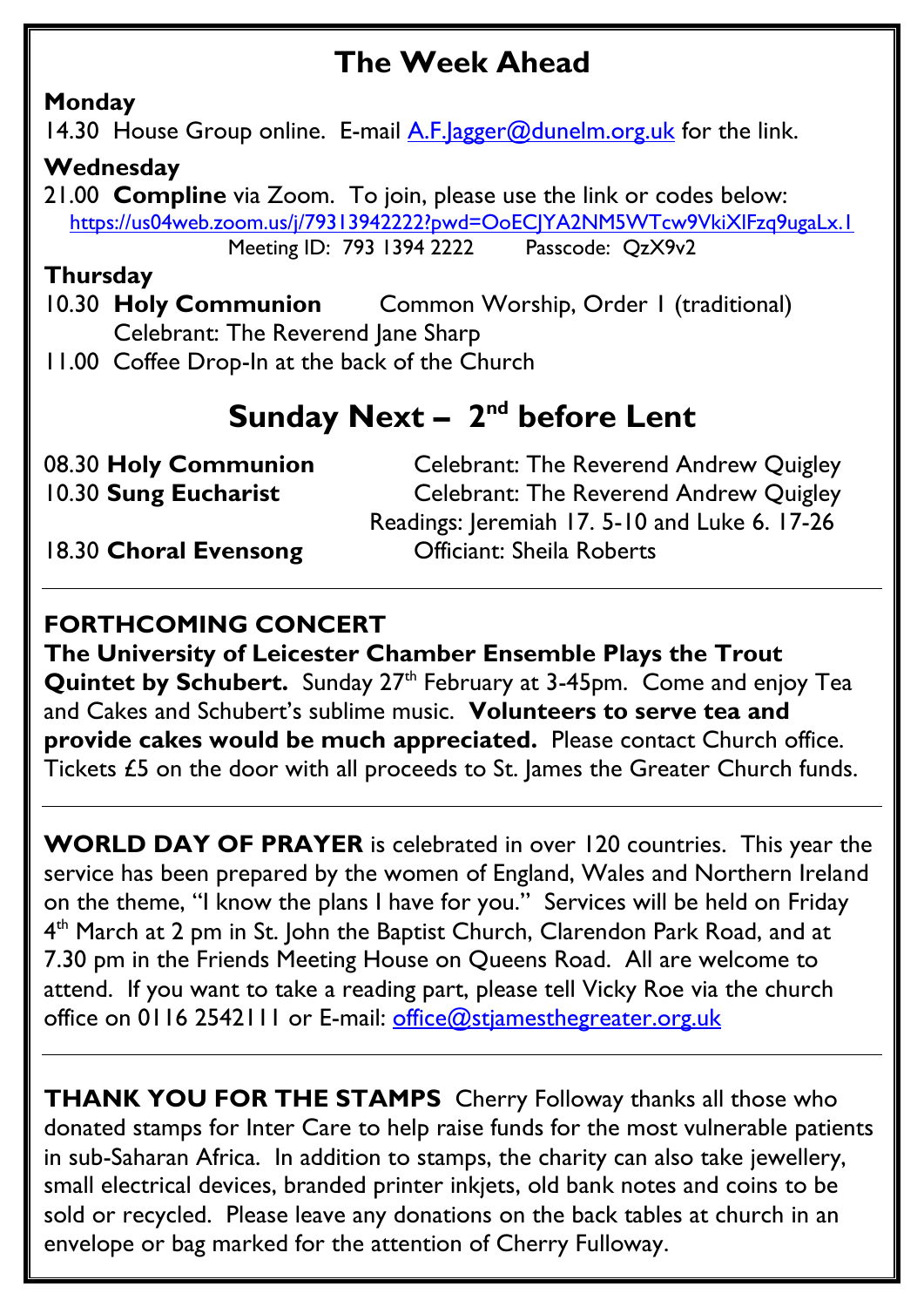# The Week Ahead

**Monday**

14.30 House Group online. E-mail A.F.Jagger@dunelm.org.uk for the link.

**Wednesday**

21.00 **Compline** via Zoom. To join, please use the link or codes below:

https://us04web.zoom.us/j/79313942222?pwd=OoECJYA2NM5WTcw9VkiXlFzq9ugaLx.1

Meeting ID: 793 1394 2222 Passcode: QzX9v2

**Thursday**

10.30 **Holy Communion** Common Worship, Order 1 (traditional)
Celebrant: The Reverend Jane Sharp

11.00 Coffee Drop-In at the back of the Church

# Sunday Next – 2nd before Lent

08.30 **Holy Communion** Celebrant: The Reverend Andrew Quigley

10.30 **Sung Eucharist** Celebrant: The Reverend Andrew Quigley
Readings: Jeremiah 17. 5-10 and Luke 6. 17-26

18.30 **Choral Evensong** Officiant: Sheila Roberts

---

**FORTHCOMING CONCERT**

**The University of Leicester Chamber Ensemble Plays the Trout Quintet by Schubert.** Sunday 27th February at 3-45pm. Come and enjoy Tea and Cakes and Schubert's sublime music. **Volunteers to serve tea and provide cakes would be much appreciated.** Please contact Church office. Tickets £5 on the door with all proceeds to St. James the Greater Church funds.

---

**WORLD DAY OF PRAYER** is celebrated in over 120 countries. This year the service has been prepared by the women of England, Wales and Northern Ireland on the theme, "I know the plans I have for you." Services will be held on Friday 4th March at 2 pm in St. John the Baptist Church, Clarendon Park Road, and at 7.30 pm in the Friends Meeting House on Queens Road. All are welcome to attend. If you want to take a reading part, please tell Vicky Roe via the church office on 0116 2542111 or E-mail: office@stjamesthegreater.org.uk

---

**THANK YOU FOR THE STAMPS** Cherry Followay thanks all those who donated stamps for Inter Care to help raise funds for the most vulnerable patients in sub-Saharan Africa. In addition to stamps, the charity can also take jewellery, small electrical devices, branded printer inkjets, old bank notes and coins to be sold or recycled. Please leave any donations on the back tables at church in an envelope or bag marked for the attention of Cherry Fulloway.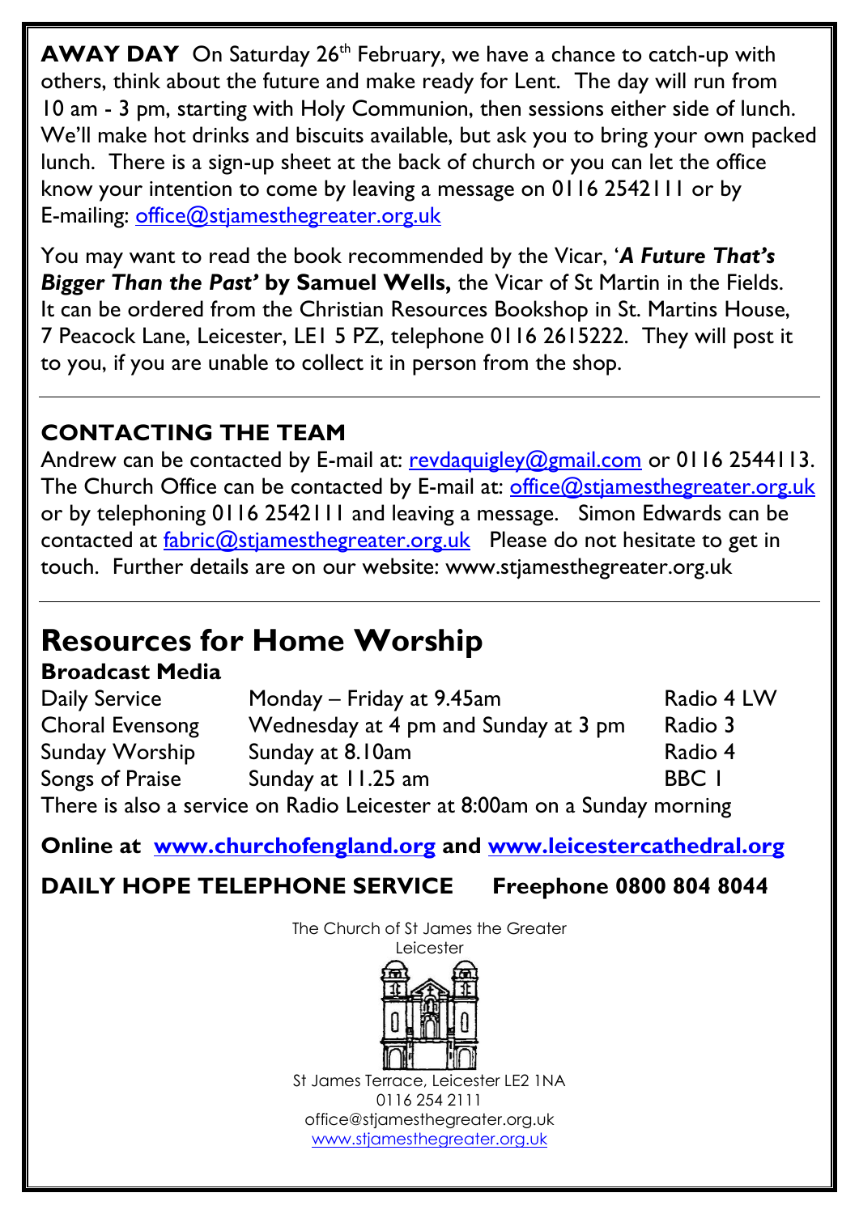**AWAY DAY** On Saturday 26th February, we have a chance to catch-up with others, think about the future and make ready for Lent. The day will run from 10 am - 3 pm, starting with Holy Communion, then sessions either side of lunch. We'll make hot drinks and biscuits available, but ask you to bring your own packed lunch. There is a sign-up sheet at the back of church or you can let the office know your intention to come by leaving a message on 0116 2542111 or by E-mailing: office@stjamesthegreater.org.uk

You may want to read the book recommended by the Vicar, '***A Future That's Bigger Than the Past'* by Samuel Wells,** the Vicar of St Martin in the Fields. It can be ordered from the Christian Resources Bookshop in St. Martins House, 7 Peacock Lane, Leicester, LE1 5 PZ, telephone 0116 2615222. They will post it to you, if you are unable to collect it in person from the shop.

## CONTACTING THE TEAM

Andrew can be contacted by E-mail at: revdaquigley@gmail.com or 0116 2544113. The Church Office can be contacted by E-mail at: office@stjamesthegreater.org.uk or by telephoning 0116 2542111 and leaving a message. Simon Edwards can be contacted at fabric@stjamesthegreater.org.uk Please do not hesitate to get in touch. Further details are on our website: www.stjamesthegreater.org.uk

# Resources for Home Worship

### Broadcast Media

| | | |
|---|---|---|
| Daily Service | Monday – Friday at 9.45am | Radio 4 LW |
| Choral Evensong | Wednesday at 4 pm and Sunday at 3 pm | Radio 3 |
| Sunday Worship | Sunday at 8.10am | Radio 4 |
| Songs of Praise | Sunday at 11.25 am | BBC 1 |

There is also a service on Radio Leicester at 8:00am on a Sunday morning

**Online at www.churchofengland.org and www.leicestercathedral.org**

**DAILY HOPE TELEPHONE SERVICE Freephone 0800 804 8044**

The Church of St James the Greater
Leicester

St James Terrace, Leicester LE2 1NA
0116 254 2111
office@stjamesthegreater.org.uk
www.stjamesthegreater.org.uk